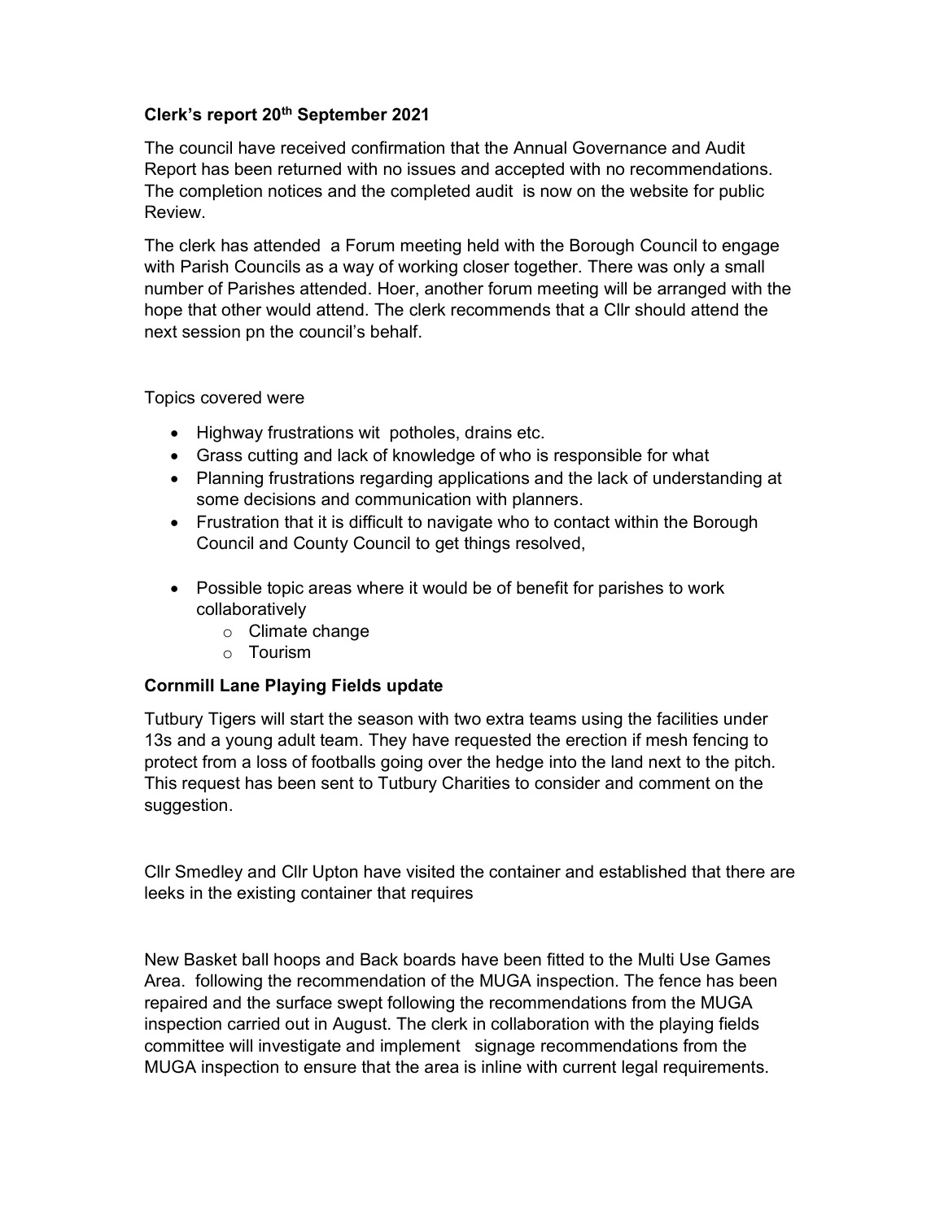**Clerk's report 20th September 2021**

The council have received confirmation that the Annual Governance and Audit Report has been returned with no issues and accepted with no recommendations. The completion notices and the completed audit is now on the website for public Review.

The clerk has attended a Forum meeting held with the Borough Council to engage with Parish Councils as a way of working closer together. There was only a small number of Parishes attended. Hoer, another forum meeting will be arranged with the hope that other would attend. The clerk recommends that a Cllr should attend the next session pn the council's behalf.

Topics covered were

- Highway frustrations wit potholes, drains etc.
- Grass cutting and lack of knowledge of who is responsible for what
- Planning frustrations regarding applications and the lack of understanding at some decisions and communication with planners.
- Frustration that it is difficult to navigate who to contact within the Borough Council and County Council to get things resolved,
- Possible topic areas where it would be of benefit for parishes to work collaboratively
    - Climate change
    - Tourism

**Cornmill Lane Playing Fields update**

Tutbury Tigers will start the season with two extra teams using the facilities under 13s and a young adult team. They have requested the erection if mesh fencing to protect from a loss of footballs going over the hedge into the land next to the pitch. This request has been sent to Tutbury Charities to consider and comment on the suggestion.

Cllr Smedley and Cllr Upton have visited the container and established that there are leeks in the existing container that requires

New Basket ball hoops and Back boards have been fitted to the Multi Use Games Area. following the recommendation of the MUGA inspection. The fence has been repaired and the surface swept following the recommendations from the MUGA inspection carried out in August. The clerk in collaboration with the playing fields committee will investigate and implement signage recommendations from the MUGA inspection to ensure that the area is inline with current legal requirements.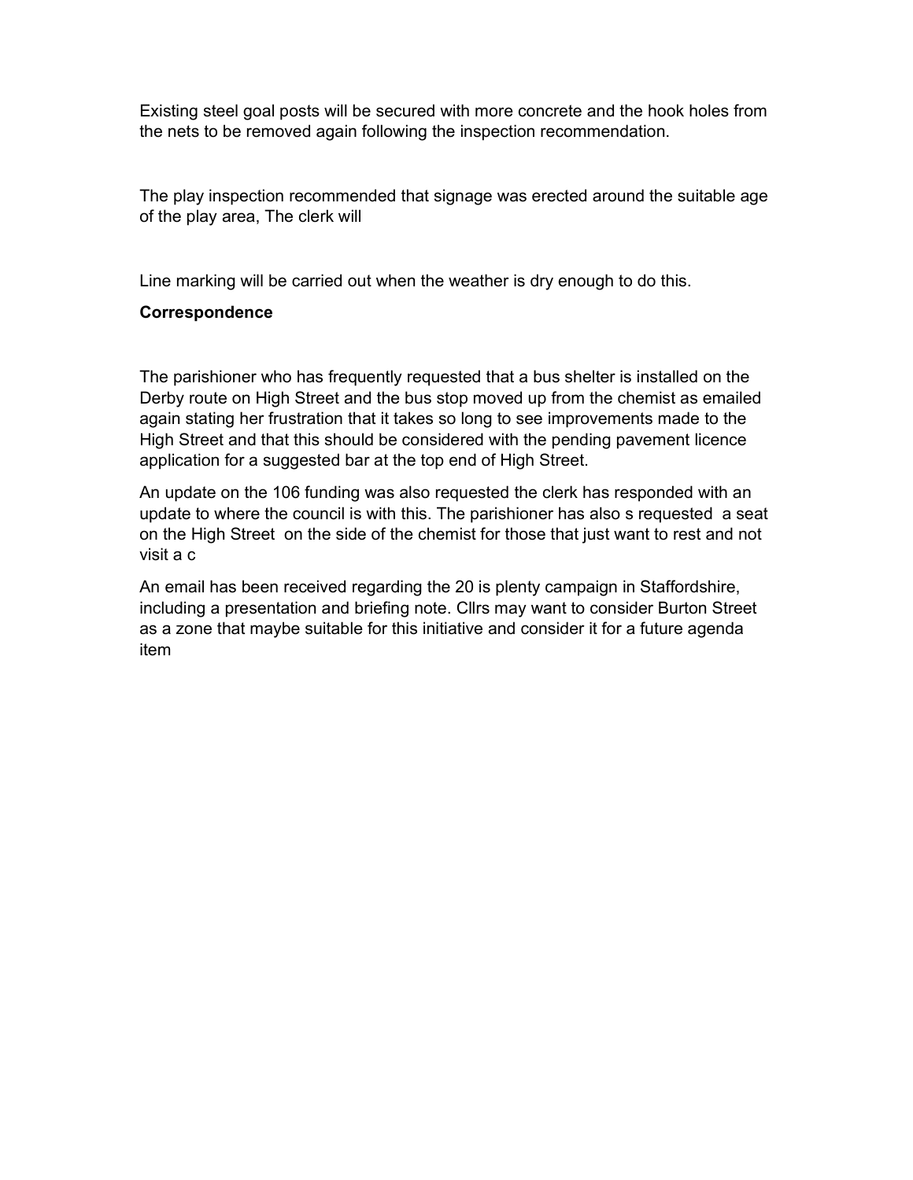Existing steel goal posts will be secured with more concrete and the hook holes from the nets to be removed again following the inspection recommendation.

The play inspection recommended that signage was erected around the suitable age of the play area, The clerk will

Line marking will be carried out when the weather is dry enough to do this.

**Correspondence**

The parishioner who has frequently requested that a bus shelter is installed on the Derby route on High Street and the bus stop moved up from the chemist as emailed again stating her frustration that it takes so long to see improvements made to the High Street and that this should be considered with the pending pavement licence application for a suggested bar at the top end of High Street.

An update on the 106 funding was also requested the clerk has responded with an update to where the council is with this. The parishioner has also s requested a seat on the High Street on the side of the chemist for those that just want to rest and not visit a c

An email has been received regarding the 20 is plenty campaign in Staffordshire, including a presentation and briefing note. Cllrs may want to consider Burton Street as a zone that maybe suitable for this initiative and consider it for a future agenda item